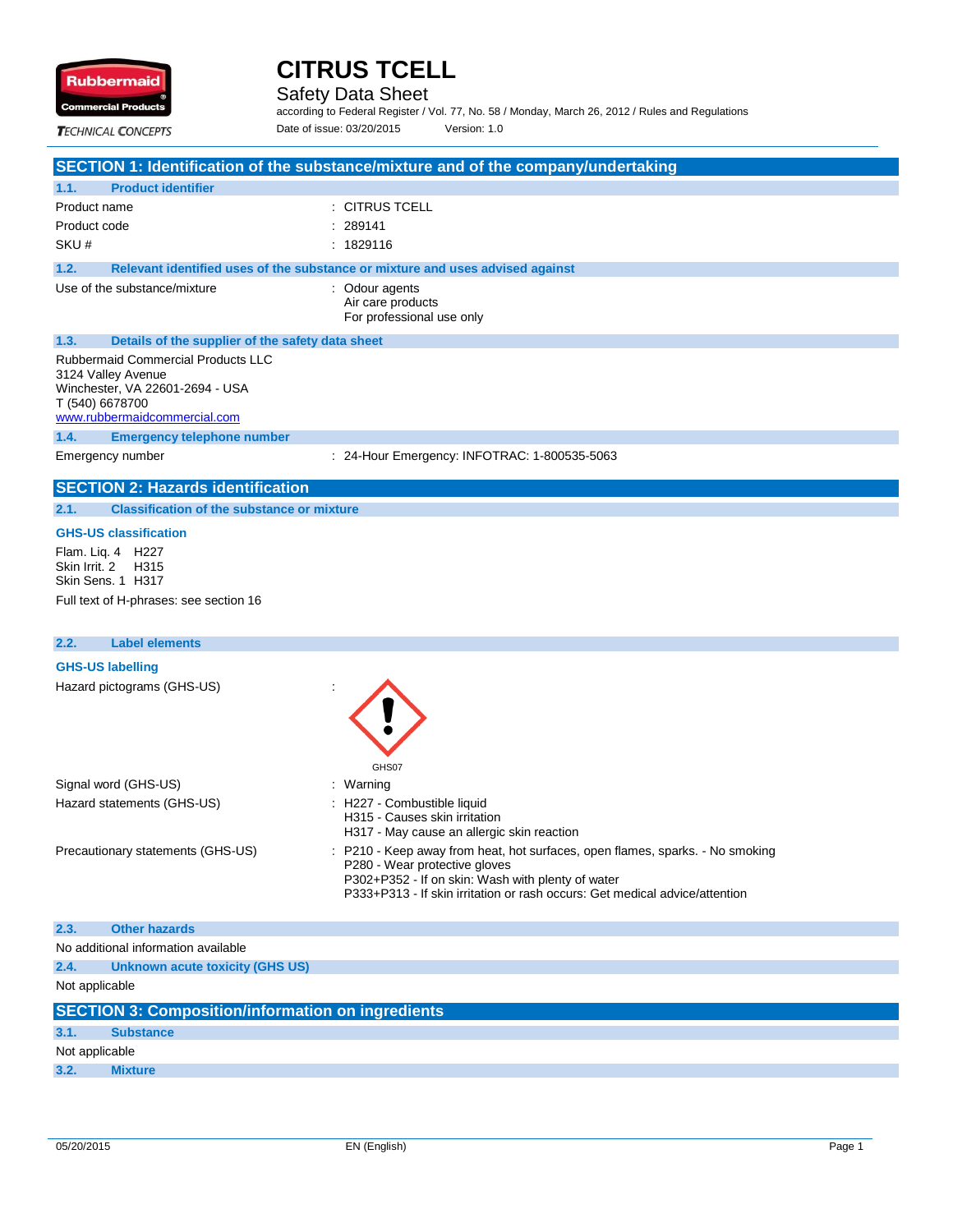# CITRUS TCELL

Safety Data Sheet

according to Federal Register / Vol. 77, No. 58 / Monday, March 26, 2012 / Rules and Regulations

Date of issue: 03/20/2015 Version: 1.0

## SECTION 1: Identification of the substance/mixture and of the company/undertaking

### 1.1. Product identifier

| | |
|---|---|
| Product name | : CITRUS TCELL |
| Product code | : 289141 |
| SKU # | : 1829116 |

### 1.2. Relevant identified uses of the substance or mixture and uses advised against

| | |
|---|---|
| Use of the substance/mixture | : Odour agents<br>Air care products<br>For professional use only |

### 1.3. Details of the supplier of the safety data sheet

Rubbermaid Commercial Products LLC
3124 Valley Avenue
Winchester, VA 22601-2694 - USA
T (540) 6678700
www.rubbermaidcommercial.com

### 1.4. Emergency telephone number

| | |
|---|---|
| Emergency number | : 24-Hour Emergency: INFOTRAC: 1-800535-5063 |

## SECTION 2: Hazards identification

### 2.1. Classification of the substance or mixture

**GHS-US classification**

Flam. Liq. 4 H227
Skin Irrit. 2 H315
Skin Sens. 1 H317

Full text of H-phrases: see section 16

### 2.2. Label elements

**GHS-US labelling**

| | |
|---|---|
| Hazard pictograms (GHS-US) | : GHS07 |
| Signal word (GHS-US) | : Warning |
| Hazard statements (GHS-US) | : H227 - Combustible liquid<br>H315 - Causes skin irritation<br>H317 - May cause an allergic skin reaction |
| Precautionary statements (GHS-US) | : P210 - Keep away from heat, hot surfaces, open flames, sparks. - No smoking<br>P280 - Wear protective gloves<br>P302+P352 - If on skin: Wash with plenty of water<br>P333+P313 - If skin irritation or rash occurs: Get medical advice/attention |

### 2.3. Other hazards

No additional information available

### 2.4. Unknown acute toxicity (GHS US)

Not applicable

## SECTION 3: Composition/information on ingredients

### 3.1. Substance

Not applicable

### 3.2. Mixture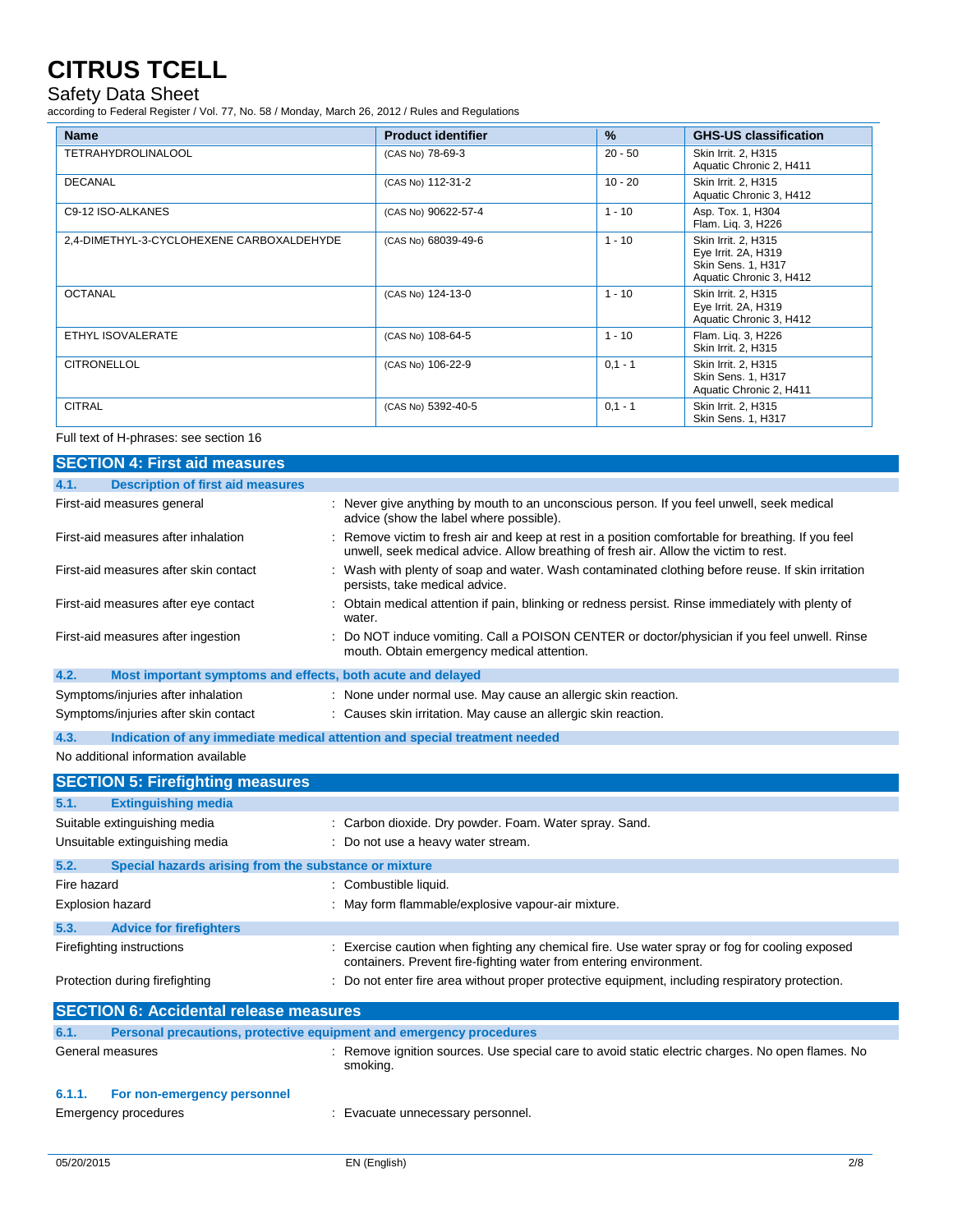| Name | Product identifier | % | GHS-US classification |
|---|---|---|---|
| TETRAHYDROLINALOOL | (CAS No) 78-69-3 | 20 - 50 | Skin Irrit. 2, H315<br>Aquatic Chronic 2, H411 |
| DECANAL | (CAS No) 112-31-2 | 10 - 20 | Skin Irrit. 2, H315<br>Aquatic Chronic 3, H412 |
| C9-12 ISO-ALKANES | (CAS No) 90622-57-4 | 1 - 10 | Asp. Tox. 1, H304<br>Flam. Liq. 3, H226 |
| 2,4-DIMETHYL-3-CYCLOHEXENE CARBOXALDEHYDE | (CAS No) 68039-49-6 | 1 - 10 | Skin Irrit. 2, H315<br>Eye Irrit. 2A, H319<br>Skin Sens. 1, H317<br>Aquatic Chronic 3, H412 |
| OCTANAL | (CAS No) 124-13-0 | 1 - 10 | Skin Irrit. 2, H315<br>Eye Irrit. 2A, H319<br>Aquatic Chronic 3, H412 |
| ETHYL ISOVALERATE | (CAS No) 108-64-5 | 1 - 10 | Flam. Liq. 3, H226<br>Skin Irrit. 2, H315 |
| CITRONELLOL | (CAS No) 106-22-9 | 0,1 - 1 | Skin Irrit. 2, H315<br>Skin Sens. 1, H317<br>Aquatic Chronic 2, H411 |
| CITRAL | (CAS No) 5392-40-5 | 0,1 - 1 | Skin Irrit. 2, H315<br>Skin Sens. 1, H317 |

Full text of H-phrases: see section 16

## SECTION 4: First aid measures

### 4.1. Description of first aid measures

First-aid measures general : Never give anything by mouth to an unconscious person. If you feel unwell, seek medical advice (show the label where possible).

First-aid measures after inhalation : Remove victim to fresh air and keep at rest in a position comfortable for breathing. If you feel unwell, seek medical advice. Allow breathing of fresh air. Allow the victim to rest.

First-aid measures after skin contact : Wash with plenty of soap and water. Wash contaminated clothing before reuse. If skin irritation persists, take medical advice.

First-aid measures after eye contact : Obtain medical attention if pain, blinking or redness persist. Rinse immediately with plenty of water.

First-aid measures after ingestion : Do NOT induce vomiting. Call a POISON CENTER or doctor/physician if you feel unwell. Rinse mouth. Obtain emergency medical attention.

### 4.2. Most important symptoms and effects, both acute and delayed

Symptoms/injuries after inhalation : None under normal use. May cause an allergic skin reaction.

Symptoms/injuries after skin contact : Causes skin irritation. May cause an allergic skin reaction.

### 4.3. Indication of any immediate medical attention and special treatment needed

No additional information available

## SECTION 5: Firefighting measures

### 5.1. Extinguishing media

Suitable extinguishing media : Carbon dioxide. Dry powder. Foam. Water spray. Sand.

Unsuitable extinguishing media : Do not use a heavy water stream.

### 5.2. Special hazards arising from the substance or mixture

Fire hazard : Combustible liquid.

Explosion hazard : May form flammable/explosive vapour-air mixture.

### 5.3. Advice for firefighters

Firefighting instructions : Exercise caution when fighting any chemical fire. Use water spray or fog for cooling exposed containers. Prevent fire-fighting water from entering environment.

Protection during firefighting : Do not enter fire area without proper protective equipment, including respiratory protection.

## SECTION 6: Accidental release measures

### 6.1. Personal precautions, protective equipment and emergency procedures

General measures : Remove ignition sources. Use special care to avoid static electric charges. No open flames. No smoking.

#### 6.1.1. For non-emergency personnel

Emergency procedures : Evacuate unnecessary personnel.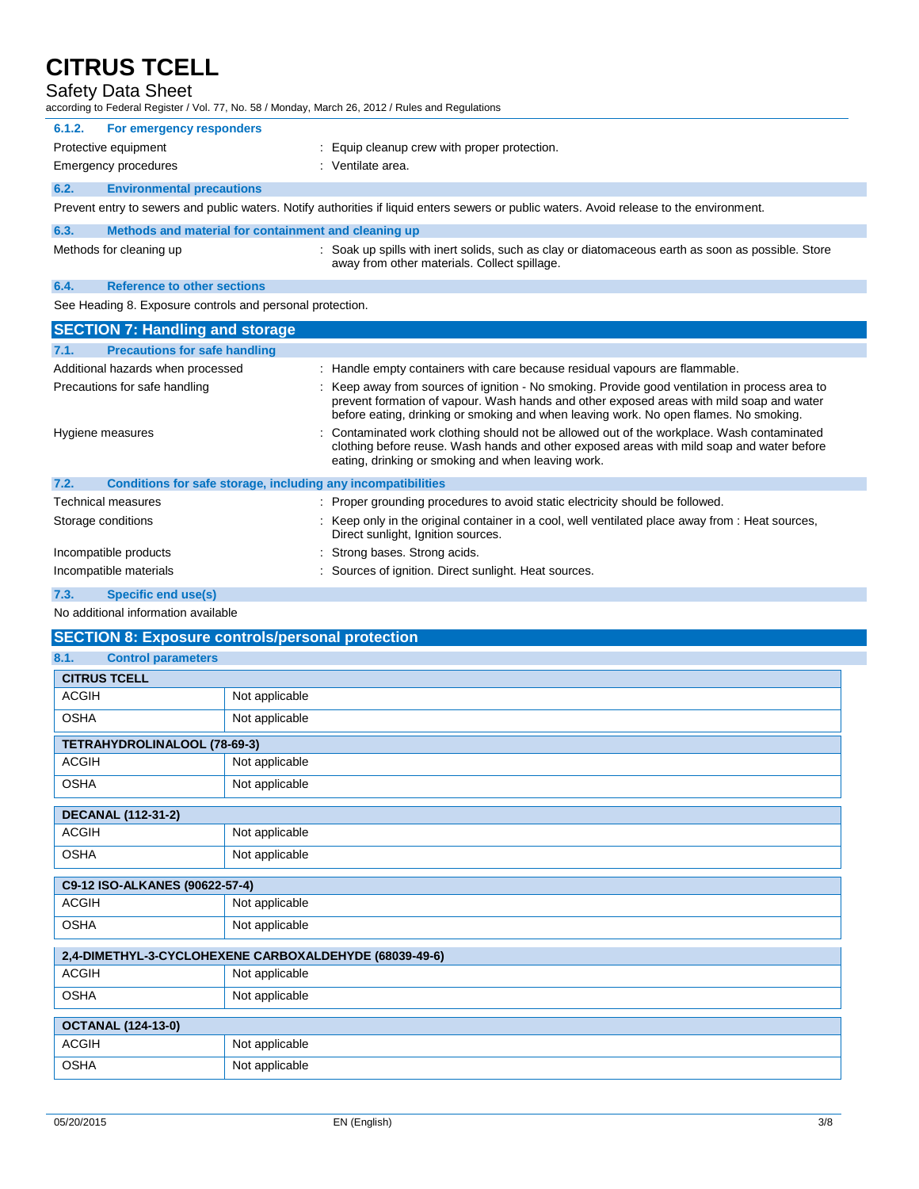#### 6.1.2. For emergency responders

| | |
|---|---|
| Protective equipment | : Equip cleanup crew with proper protection. |
| Emergency procedures | : Ventilate area. |

### 6.2. Environmental precautions

Prevent entry to sewers and public waters. Notify authorities if liquid enters sewers or public waters. Avoid release to the environment.

### 6.3. Methods and material for containment and cleaning up

| | |
|---|---|
| Methods for cleaning up | : Soak up spills with inert solids, such as clay or diatomaceous earth as soon as possible. Store away from other materials. Collect spillage. |

### 6.4. Reference to other sections

See Heading 8. Exposure controls and personal protection.

## SECTION 7: Handling and storage

### 7.1. Precautions for safe handling

| | |
|---|---|
| Additional hazards when processed | : Handle empty containers with care because residual vapours are flammable. |
| Precautions for safe handling | : Keep away from sources of ignition - No smoking. Provide good ventilation in process area to prevent formation of vapour. Wash hands and other exposed areas with mild soap and water before eating, drinking or smoking and when leaving work. No open flames. No smoking. |
| Hygiene measures | : Contaminated work clothing should not be allowed out of the workplace. Wash contaminated clothing before reuse. Wash hands and other exposed areas with mild soap and water before eating, drinking or smoking and when leaving work. |

### 7.2. Conditions for safe storage, including any incompatibilities

| | |
|---|---|
| Technical measures | : Proper grounding procedures to avoid static electricity should be followed. |
| Storage conditions | : Keep only in the original container in a cool, well ventilated place away from : Heat sources, Direct sunlight, Ignition sources. |
| Incompatible products | : Strong bases. Strong acids. |
| Incompatible materials | : Sources of ignition. Direct sunlight. Heat sources. |

### 7.3. Specific end use(s)

No additional information available

## SECTION 8: Exposure controls/personal protection

### 8.1. Control parameters

| CITRUS TCELL | |
|---|---|
| ACGIH | Not applicable |
| OSHA | Not applicable |

| TETRAHYDROLINALOOL (78-69-3) | |
|---|---|
| ACGIH | Not applicable |
| OSHA | Not applicable |

| DECANAL (112-31-2) | |
|---|---|
| ACGIH | Not applicable |
| OSHA | Not applicable |

| C9-12 ISO-ALKANES (90622-57-4) | |
|---|---|
| ACGIH | Not applicable |
| OSHA | Not applicable |

| 2,4-DIMETHYL-3-CYCLOHEXENE CARBOXALDEHYDE (68039-49-6) | |
|---|---|
| ACGIH | Not applicable |
| OSHA | Not applicable |

| OCTANAL (124-13-0) | |
|---|---|
| ACGIH | Not applicable |
| OSHA | Not applicable |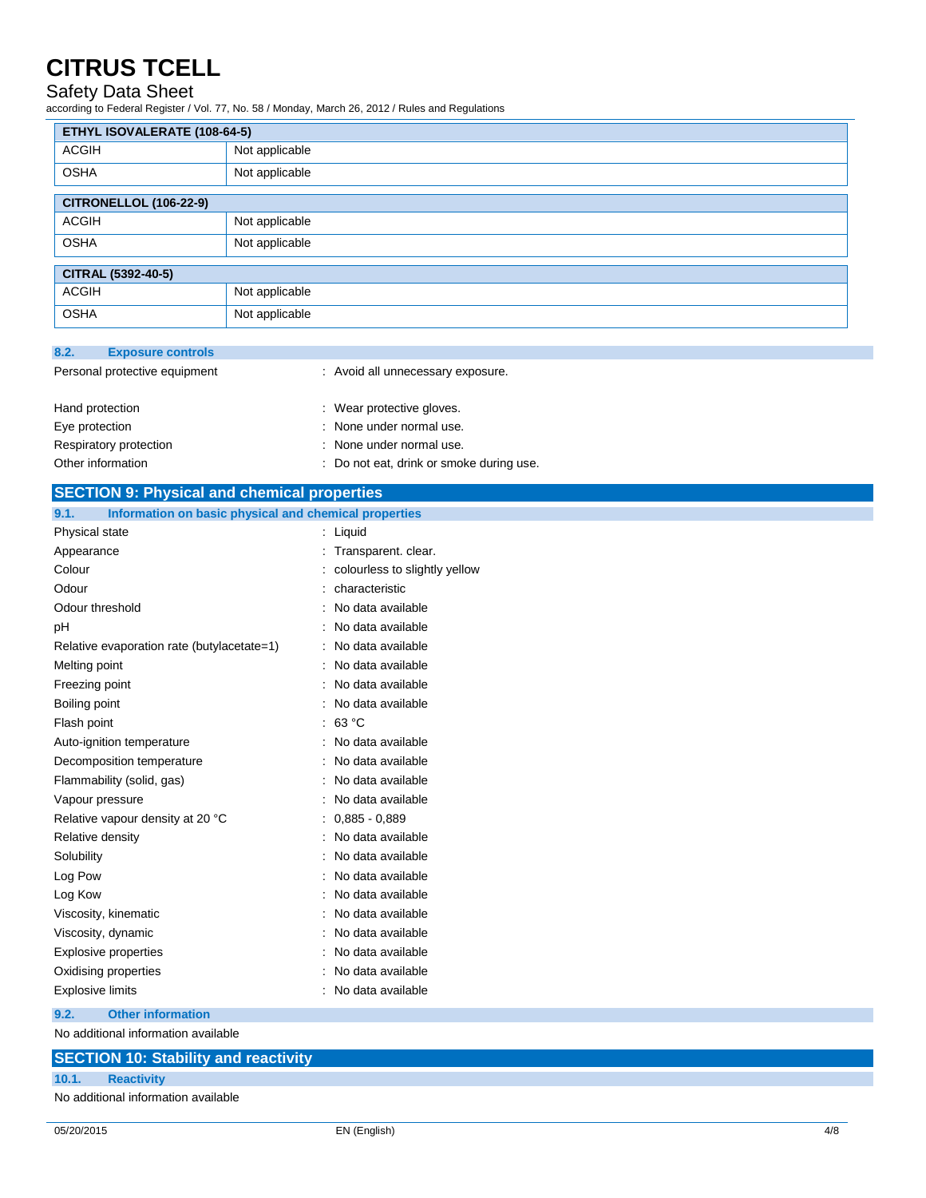| ETHYL ISOVALERATE (108-64-5) | |
|---|---|
| ACGIH | Not applicable |
| OSHA | Not applicable |

| CITRONELLOL (106-22-9) | |
|---|---|
| ACGIH | Not applicable |
| OSHA | Not applicable |

| CITRAL (5392-40-5) | |
|---|---|
| ACGIH | Not applicable |
| OSHA | Not applicable |

### 8.2. Exposure controls

Personal protective equipment : Avoid all unnecessary exposure.

Hand protection : Wear protective gloves.

Eye protection : None under normal use.

Respiratory protection : None under normal use.

Other information : Do not eat, drink or smoke during use.

## SECTION 9: Physical and chemical properties

### 9.1. Information on basic physical and chemical properties

Physical state : Liquid

Appearance : Transparent. clear.

Colour : colourless to slightly yellow

Odour : characteristic

Odour threshold : No data available

pH : No data available

Relative evaporation rate (butylacetate=1) : No data available

Melting point : No data available

Freezing point : No data available

Boiling point : No data available

Flash point : 63 °C

Auto-ignition temperature : No data available

Decomposition temperature : No data available

Flammability (solid, gas) : No data available

Vapour pressure : No data available

Relative vapour density at 20 °C : 0,885 - 0,889

Relative density : No data available

Solubility : No data available

Log Pow : No data available

Log Kow : No data available

Viscosity, kinematic : No data available

Viscosity, dynamic : No data available

Explosive properties : No data available

Oxidising properties : No data available

Explosive limits : No data available

### 9.2. Other information

No additional information available

## SECTION 10: Stability and reactivity

### 10.1. Reactivity

No additional information available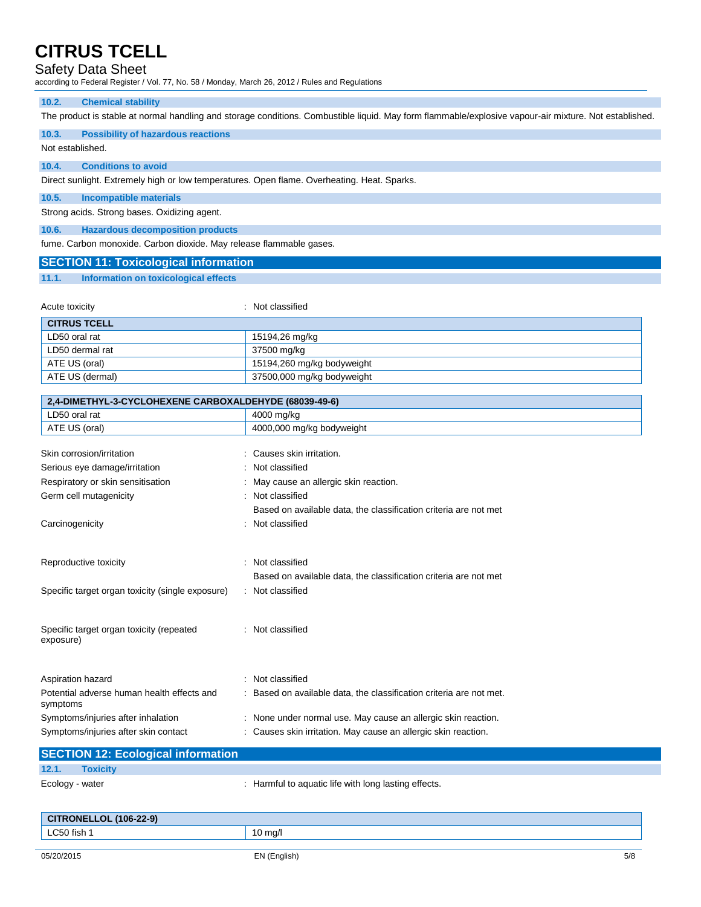### 10.2. Chemical stability

The product is stable at normal handling and storage conditions. Combustible liquid. May form flammable/explosive vapour-air mixture. Not established.

### 10.3. Possibility of hazardous reactions

Not established.

### 10.4. Conditions to avoid

Direct sunlight. Extremely high or low temperatures. Open flame. Overheating. Heat. Sparks.

### 10.5. Incompatible materials

Strong acids. Strong bases. Oxidizing agent.

### 10.6. Hazardous decomposition products

fume. Carbon monoxide. Carbon dioxide. May release flammable gases.

## SECTION 11: Toxicological information

### 11.1. Information on toxicological effects

Acute toxicity : Not classified

| CITRUS TCELL | |
|---|---|
| LD50 oral rat | 15194,26 mg/kg |
| LD50 dermal rat | 37500 mg/kg |
| ATE US (oral) | 15194,260 mg/kg bodyweight |
| ATE US (dermal) | 37500,000 mg/kg bodyweight |

| 2,4-DIMETHYL-3-CYCLOHEXENE CARBOXALDEHYDE (68039-49-6) | |
|---|---|
| LD50 oral rat | 4000 mg/kg |
| ATE US (oral) | 4000,000 mg/kg bodyweight |

Skin corrosion/irritation : Causes skin irritation.

Serious eye damage/irritation : Not classified

Respiratory or skin sensitisation : May cause an allergic skin reaction.

Germ cell mutagenicity : Not classified
Based on available data, the classification criteria are not met

Carcinogenicity : Not classified

Reproductive toxicity : Not classified
Based on available data, the classification criteria are not met

Specific target organ toxicity (single exposure) : Not classified

Specific target organ toxicity (repeated exposure) : Not classified

Aspiration hazard : Not classified

Potential adverse human health effects and symptoms : Based on available data, the classification criteria are not met.

Symptoms/injuries after inhalation : None under normal use. May cause an allergic skin reaction.

Symptoms/injuries after skin contact : Causes skin irritation. May cause an allergic skin reaction.

## SECTION 12: Ecological information

### 12.1. Toxicity

Ecology - water : Harmful to aquatic life with long lasting effects.

| CITRONELLOL (106-22-9) | |
|---|---|
| LC50 fish 1 | 10 mg/l |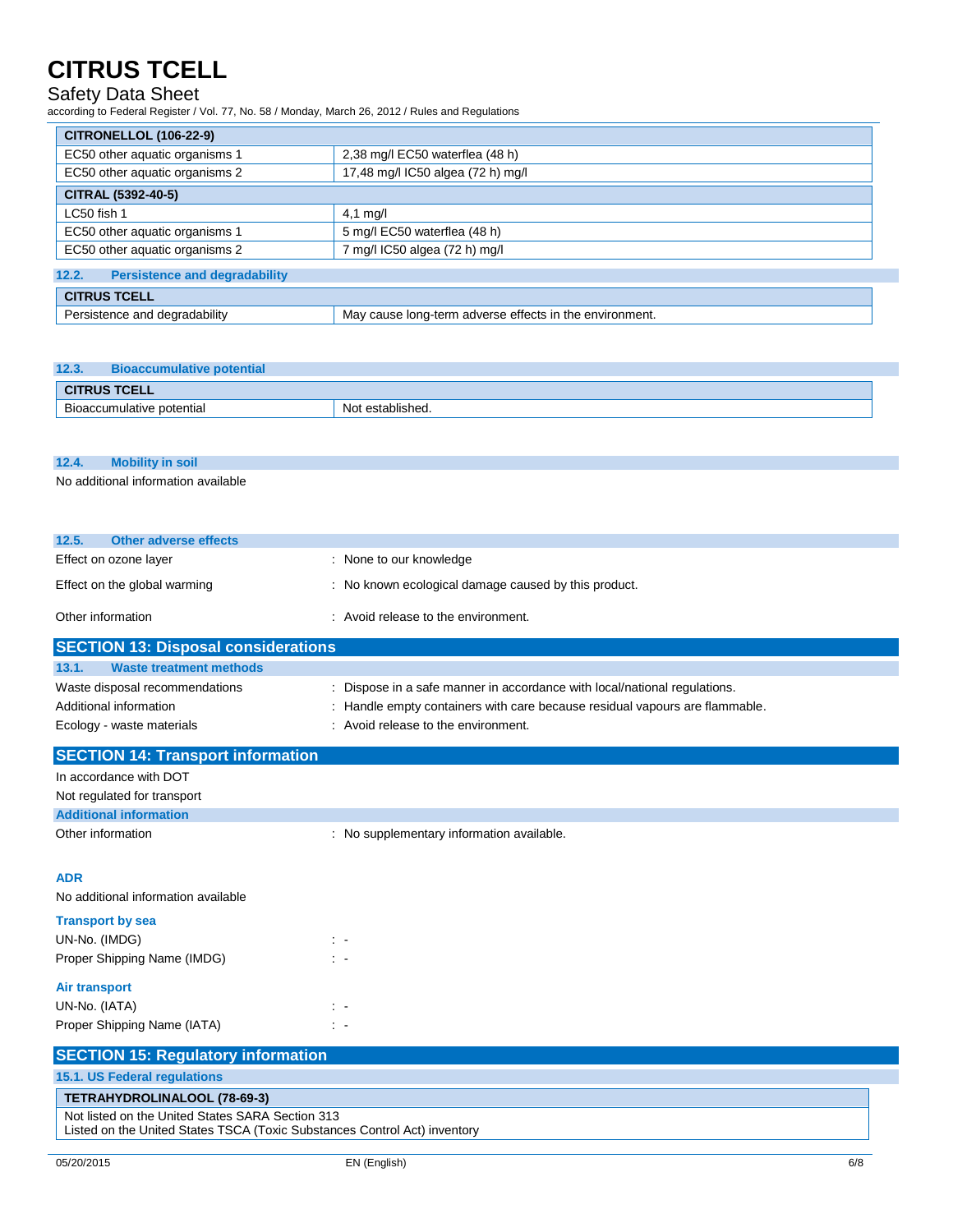| CITRONELLOL (106-22-9) | |
|---|---|
| EC50 other aquatic organisms 1 | 2,38 mg/l EC50 waterflea (48 h) |
| EC50 other aquatic organisms 2 | 17,48 mg/l IC50 algea (72 h) mg/l |

| CITRAL (5392-40-5) | |
|---|---|
| LC50 fish 1 | 4,1 mg/l |
| EC50 other aquatic organisms 1 | 5 mg/l EC50 waterflea (48 h) |
| EC50 other aquatic organisms 2 | 7 mg/l IC50 algea (72 h) mg/l |

### 12.2. Persistence and degradability

| CITRUS TCELL | |
|---|---|
| Persistence and degradability | May cause long-term adverse effects in the environment. |

### 12.3. Bioaccumulative potential

| CITRUS TCELL | |
|---|---|
| Bioaccumulative potential | Not established. |

### 12.4. Mobility in soil

No additional information available

### 12.5. Other adverse effects

Effect on ozone layer : None to our knowledge

Effect on the global warming : No known ecological damage caused by this product.

Other information : Avoid release to the environment.

## SECTION 13: Disposal considerations

### 13.1. Waste treatment methods

Waste disposal recommendations : Dispose in a safe manner in accordance with local/national regulations.

Additional information : Handle empty containers with care because residual vapours are flammable.

Ecology - waste materials : Avoid release to the environment.

## SECTION 14: Transport information

In accordance with DOT

Not regulated for transport

### Additional information

Other information : No supplementary information available.

#### ADR

No additional information available

#### Transport by sea

UN-No. (IMDG) : -

Proper Shipping Name (IMDG) : -

#### Air transport

UN-No. (IATA) : -

Proper Shipping Name (IATA) : -

## SECTION 15: Regulatory information

### 15.1. US Federal regulations

| TETRAHYDROLINALOOL (78-69-3) |
|---|
| Not listed on the United States SARA Section 313<br>Listed on the United States TSCA (Toxic Substances Control Act) inventory |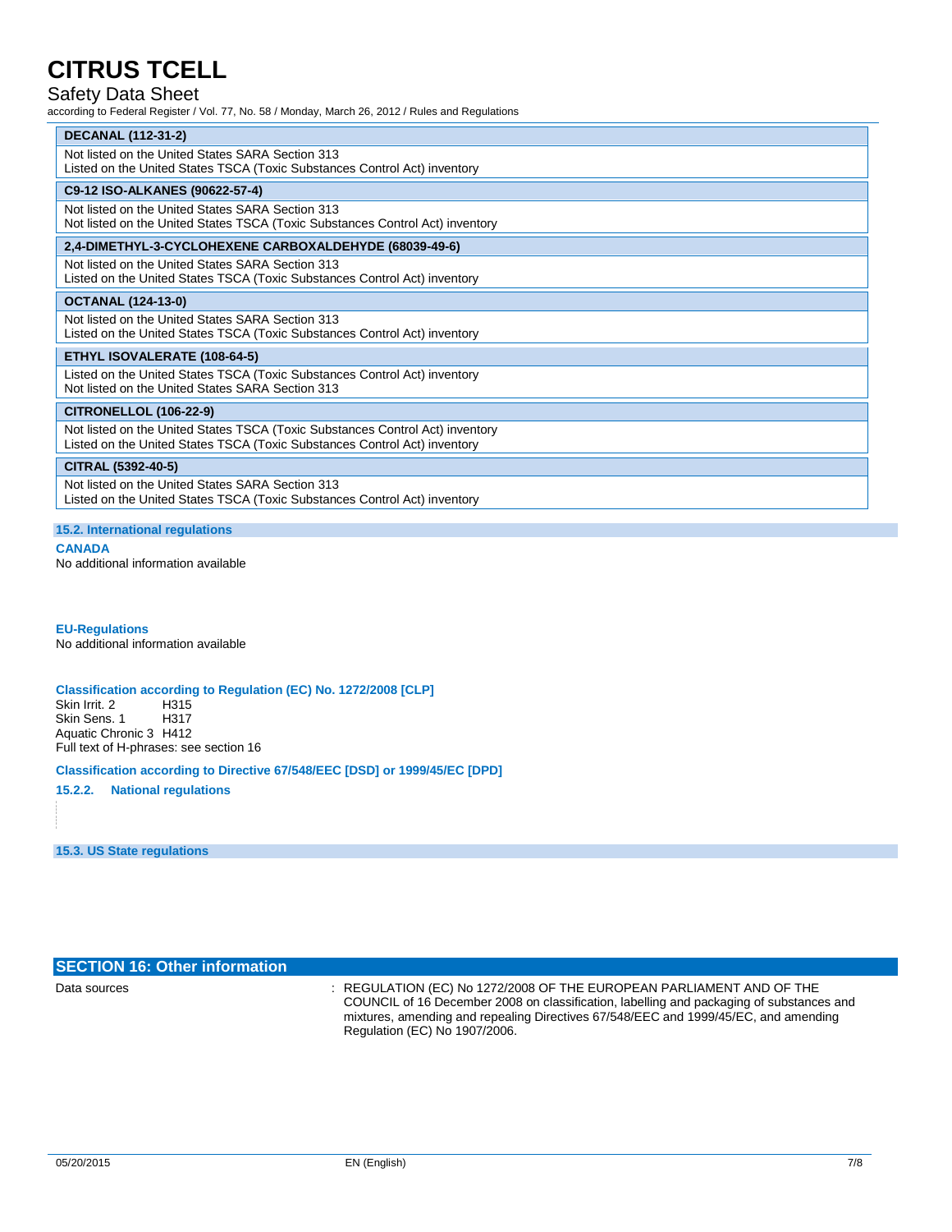| DECANAL (112-31-2) |
|---|
| Not listed on the United States SARA Section 313<br>Listed on the United States TSCA (Toxic Substances Control Act) inventory |

| C9-12 ISO-ALKANES (90622-57-4) |
|---|
| Not listed on the United States SARA Section 313<br>Not listed on the United States TSCA (Toxic Substances Control Act) inventory |

| 2,4-DIMETHYL-3-CYCLOHEXENE CARBOXALDEHYDE (68039-49-6) |
|---|
| Not listed on the United States SARA Section 313<br>Listed on the United States TSCA (Toxic Substances Control Act) inventory |

| OCTANAL (124-13-0) |
|---|
| Not listed on the United States SARA Section 313<br>Listed on the United States TSCA (Toxic Substances Control Act) inventory |

| ETHYL ISOVALERATE (108-64-5) |
|---|
| Listed on the United States TSCA (Toxic Substances Control Act) inventory<br>Not listed on the United States SARA Section 313 |

| CITRONELLOL (106-22-9) |
|---|
| Not listed on the United States TSCA (Toxic Substances Control Act) inventory<br>Listed on the United States TSCA (Toxic Substances Control Act) inventory |

| CITRAL (5392-40-5) |
|---|
| Not listed on the United States SARA Section 313<br>Listed on the United States TSCA (Toxic Substances Control Act) inventory |

### 15.2. International regulations

**CANADA**

No additional information available

**EU-Regulations**

No additional information available

**Classification according to Regulation (EC) No. 1272/2008 [CLP]**

Skin Irrit. 2 H315
Skin Sens. 1 H317
Aquatic Chronic 3 H412
Full text of H-phrases: see section 16

**Classification according to Directive 67/548/EEC [DSD] or 1999/45/EC [DPD]**

**15.2.2. National regulations**

### 15.3. US State regulations

## SECTION 16: Other information

Data sources : REGULATION (EC) No 1272/2008 OF THE EUROPEAN PARLIAMENT AND OF THE COUNCIL of 16 December 2008 on classification, labelling and packaging of substances and mixtures, amending and repealing Directives 67/548/EEC and 1999/45/EC, and amending Regulation (EC) No 1907/2006.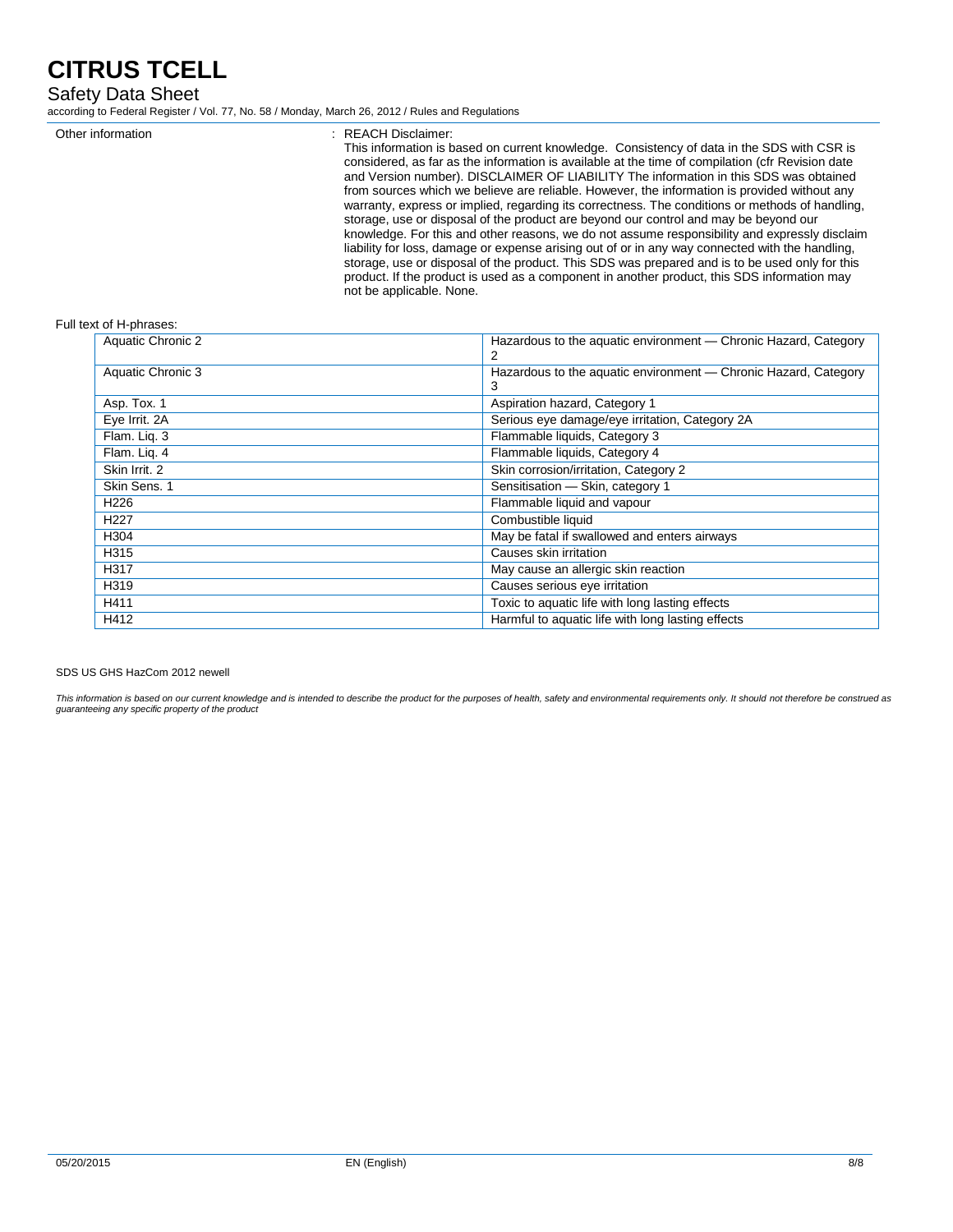Other information : REACH Disclaimer:
This information is based on current knowledge. Consistency of data in the SDS with CSR is considered, as far as the information is available at the time of compilation (cfr Revision date and Version number). DISCLAIMER OF LIABILITY The information in this SDS was obtained from sources which we believe are reliable. However, the information is provided without any warranty, express or implied, regarding its correctness. The conditions or methods of handling, storage, use or disposal of the product are beyond our control and may be beyond our knowledge. For this and other reasons, we do not assume responsibility and expressly disclaim liability for loss, damage or expense arising out of or in any way connected with the handling, storage, use or disposal of the product. This SDS was prepared and is to be used only for this product. If the product is used as a component in another product, this SDS information may not be applicable. None.

Full text of H-phrases:

| | |
|---|---|
| Aquatic Chronic 2 | Hazardous to the aquatic environment — Chronic Hazard, Category 2 |
| Aquatic Chronic 3 | Hazardous to the aquatic environment — Chronic Hazard, Category 3 |
| Asp. Tox. 1 | Aspiration hazard, Category 1 |
| Eye Irrit. 2A | Serious eye damage/eye irritation, Category 2A |
| Flam. Liq. 3 | Flammable liquids, Category 3 |
| Flam. Liq. 4 | Flammable liquids, Category 4 |
| Skin Irrit. 2 | Skin corrosion/irritation, Category 2 |
| Skin Sens. 1 | Sensitisation — Skin, category 1 |
| H226 | Flammable liquid and vapour |
| H227 | Combustible liquid |
| H304 | May be fatal if swallowed and enters airways |
| H315 | Causes skin irritation |
| H317 | May cause an allergic skin reaction |
| H319 | Causes serious eye irritation |
| H411 | Toxic to aquatic life with long lasting effects |
| H412 | Harmful to aquatic life with long lasting effects |

SDS US GHS HazCom 2012 newell

*This information is based on our current knowledge and is intended to describe the product for the purposes of health, safety and environmental requirements only. It should not therefore be construed as guaranteeing any specific property of the product*